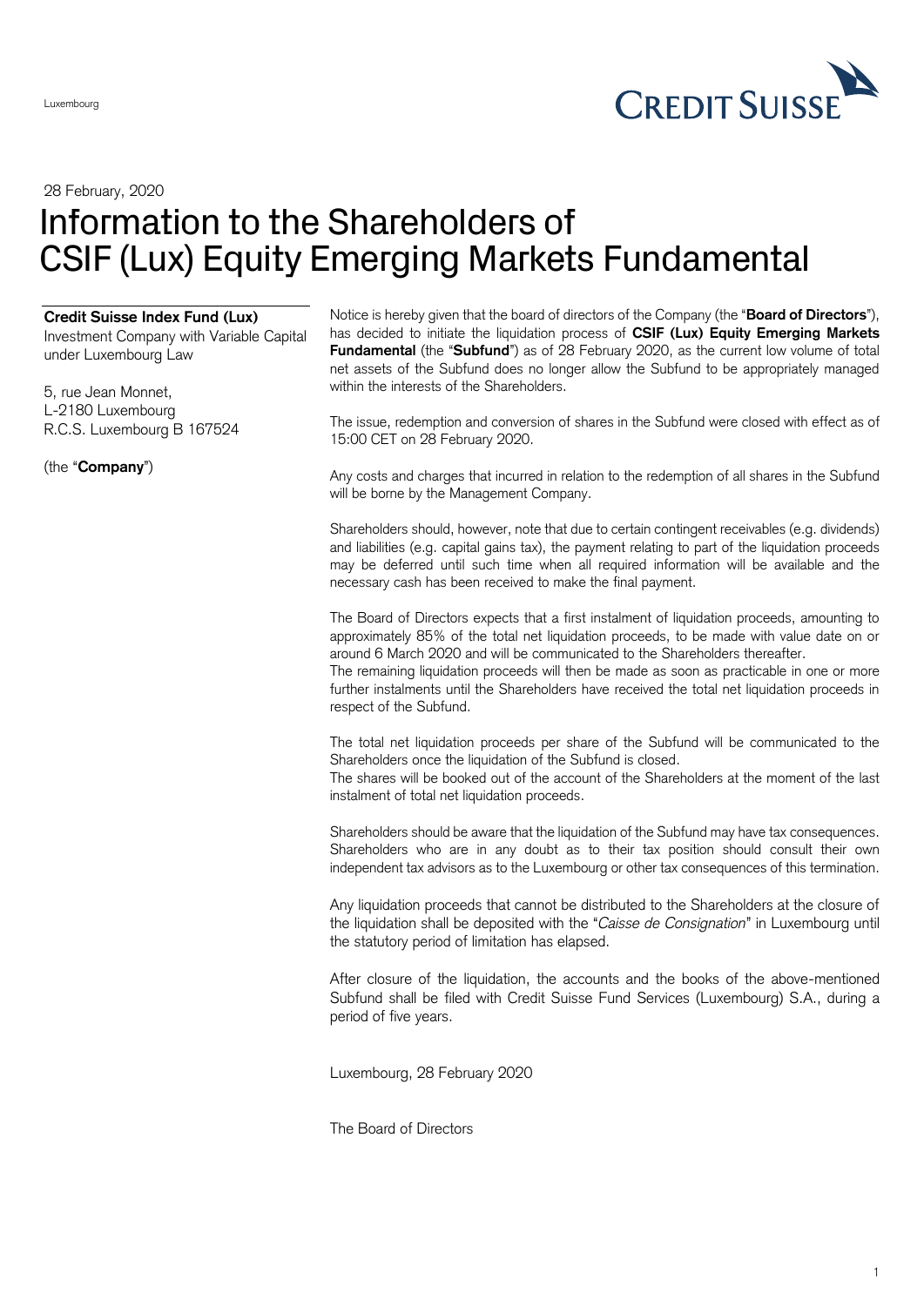Luxembourg

28 February, 2020

# Information to the Shareholders of CSIF (Lux) Equity Emerging Markets Fundamental

**Credit Suisse Index Fund (Lux)**
Investment Company with Variable Capital under Luxembourg Law

5, rue Jean Monnet,
L-2180 Luxembourg
R.C.S. Luxembourg B 167524

(the "**Company**")

Notice is hereby given that the board of directors of the Company (the "**Board of Directors**"), has decided to initiate the liquidation process of **CSIF (Lux) Equity Emerging Markets Fundamental** (the "**Subfund**") as of 28 February 2020, as the current low volume of total net assets of the Subfund does no longer allow the Subfund to be appropriately managed within the interests of the Shareholders.

The issue, redemption and conversion of shares in the Subfund were closed with effect as of 15:00 CET on 28 February 2020.

Any costs and charges that incurred in relation to the redemption of all shares in the Subfund will be borne by the Management Company.

Shareholders should, however, note that due to certain contingent receivables (e.g. dividends) and liabilities (e.g. capital gains tax), the payment relating to part of the liquidation proceeds may be deferred until such time when all required information will be available and the necessary cash has been received to make the final payment.

The Board of Directors expects that a first instalment of liquidation proceeds, amounting to approximately 85% of the total net liquidation proceeds, to be made with value date on or around 6 March 2020 and will be communicated to the Shareholders thereafter.
The remaining liquidation proceeds will then be made as soon as practicable in one or more further instalments until the Shareholders have received the total net liquidation proceeds in respect of the Subfund.

The total net liquidation proceeds per share of the Subfund will be communicated to the Shareholders once the liquidation of the Subfund is closed.
The shares will be booked out of the account of the Shareholders at the moment of the last instalment of total net liquidation proceeds.

Shareholders should be aware that the liquidation of the Subfund may have tax consequences. Shareholders who are in any doubt as to their tax position should consult their own independent tax advisors as to the Luxembourg or other tax consequences of this termination.

Any liquidation proceeds that cannot be distributed to the Shareholders at the closure of the liquidation shall be deposited with the "*Caisse de Consignation*" in Luxembourg until the statutory period of limitation has elapsed.

After closure of the liquidation, the accounts and the books of the above-mentioned Subfund shall be filed with Credit Suisse Fund Services (Luxembourg) S.A., during a period of five years.

Luxembourg, 28 February 2020

The Board of Directors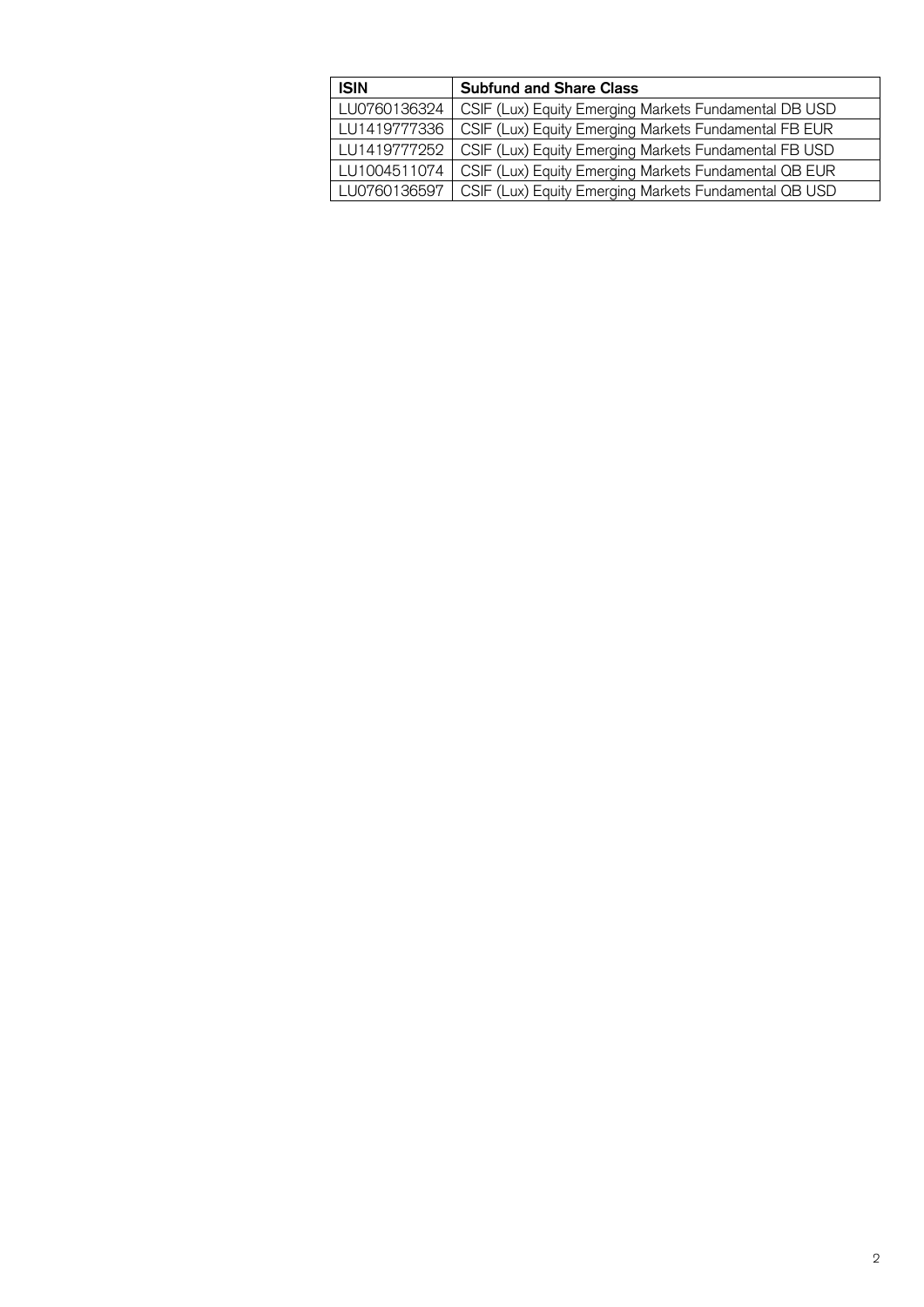| ISIN | Subfund and Share Class |
|---|---|
| LU0760136324 | CSIF (Lux) Equity Emerging Markets Fundamental DB USD |
| LU1419777336 | CSIF (Lux) Equity Emerging Markets Fundamental FB EUR |
| LU1419777252 | CSIF (Lux) Equity Emerging Markets Fundamental FB USD |
| LU1004511074 | CSIF (Lux) Equity Emerging Markets Fundamental QB EUR |
| LU0760136597 | CSIF (Lux) Equity Emerging Markets Fundamental QB USD |